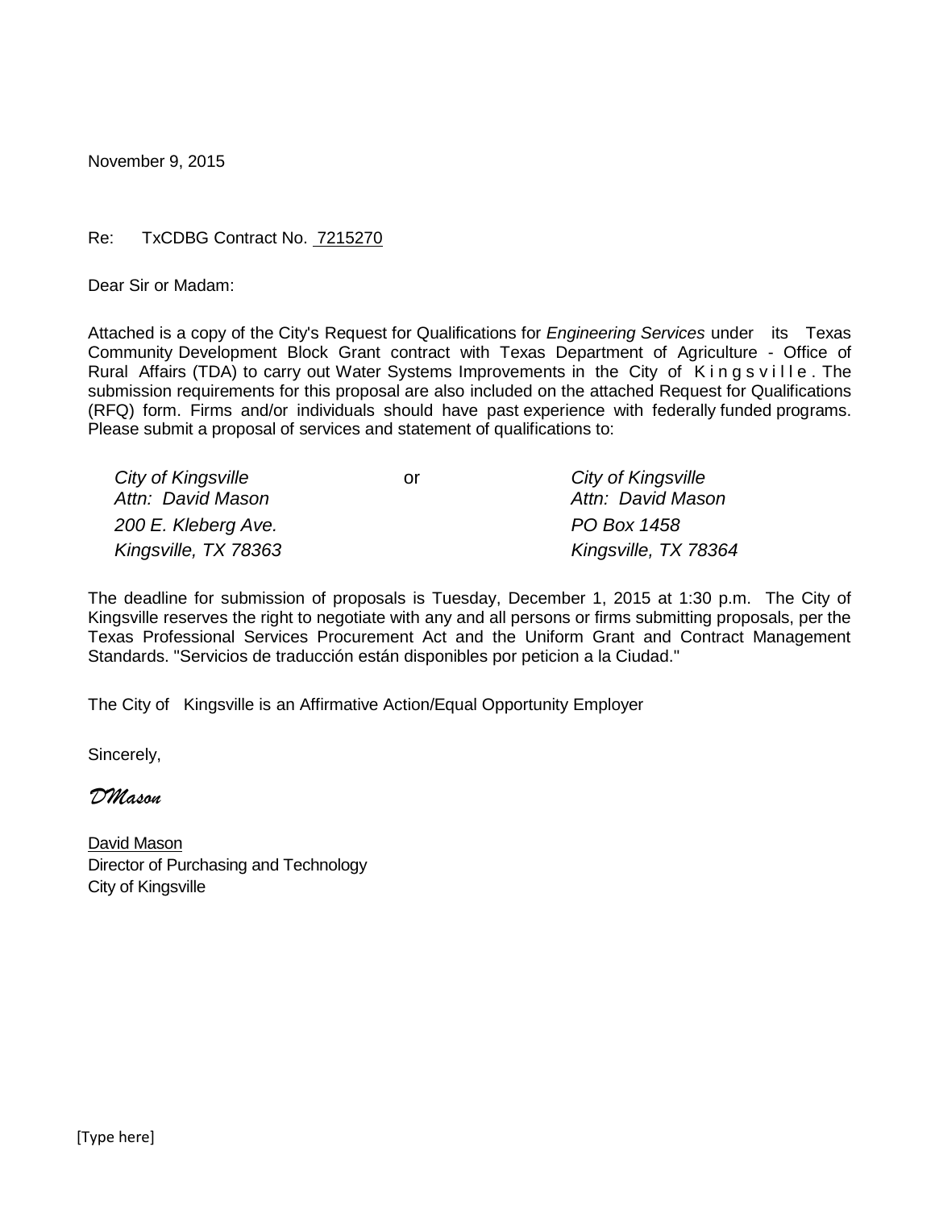November 9, 2015

Re: TxCDBG Contract No. 7215270

Dear Sir or Madam:

Attached is a copy of the City's Request for Qualifications for *Engineering Services* under its Texas Community Development Block Grant contract with Texas Department of Agriculture - Office of Rural Affairs (TDA) to carry out Water Systems Improvements in the City of Kingsville. The submission requirements for this proposal are also included on the attached Request for Qualifications (RFQ) form. Firms and/or individuals should have past experience with federally funded programs. Please submit a proposal of services and statement of qualifications to:

| | | |
|---|---|---|
| *City of Kingsville* | or | *City of Kingsville* |
| *Attn: David Mason* | | *Attn: David Mason* |
| *200 E. Kleberg Ave.* | | *PO Box 1458* |
| *Kingsville, TX 78363* | | *Kingsville, TX 78364* |

The deadline for submission of proposals is Tuesday, December 1, 2015 at 1:30 p.m. The City of Kingsville reserves the right to negotiate with any and all persons or firms submitting proposals, per the Texas Professional Services Procurement Act and the Uniform Grant and Contract Management Standards. "Servicios de traducción están disponibles por peticion a la Ciudad."

The City of Kingsville is an Affirmative Action/Equal Opportunity Employer

Sincerely,

*DMason*

David Mason
Director of Purchasing and Technology
City of Kingsville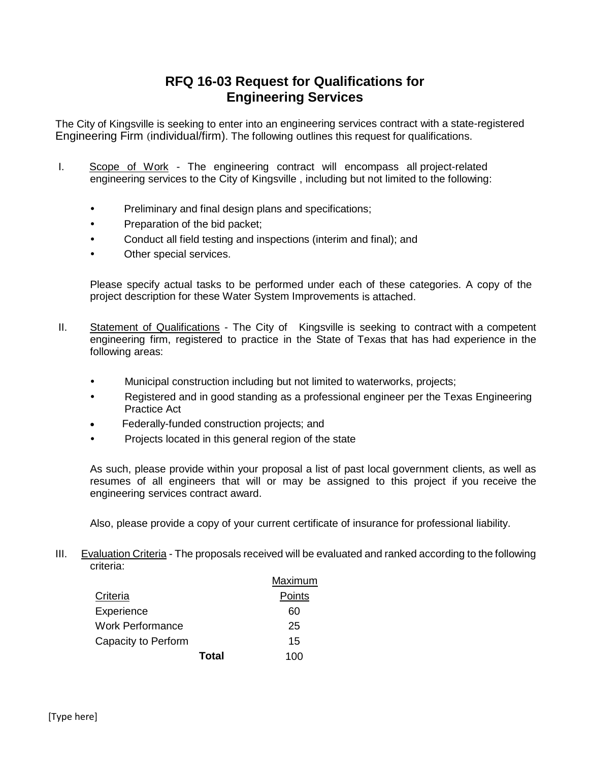# RFQ 16-03 Request for Qualifications for Engineering Services

The City of Kingsville is seeking to enter into an engineering services contract with a state-registered Engineering Firm (individual/firm). The following outlines this request for qualifications.

I. Scope of Work - The engineering contract will encompass all project-related engineering services to the City of Kingsville , including but not limited to the following:

- Preliminary and final design plans and specifications;
- Preparation of the bid packet;
- Conduct all field testing and inspections (interim and final); and
- Other special services.

Please specify actual tasks to be performed under each of these categories. A copy of the project description for these Water System Improvements is attached.

II. Statement of Qualifications - The City of Kingsville is seeking to contract with a competent engineering firm, registered to practice in the State of Texas that has had experience in the following areas:

- Municipal construction including but not limited to waterworks, projects;
- Registered and in good standing as a professional engineer per the Texas Engineering Practice Act
- Federally-funded construction projects; and
- Projects located in this general region of the state

As such, please provide within your proposal a list of past local government clients, as well as resumes of all engineers that will or may be assigned to this project if you receive the engineering services contract award.

Also, please provide a copy of your current certificate of insurance for professional liability.

III. Evaluation Criteria - The proposals received will be evaluated and ranked according to the following criteria:

| Criteria | Maximum Points |
|---|---|
| Experience | 60 |
| Work Performance | 25 |
| Capacity to Perform | 15 |
| **Total** | 100 |

[Type here]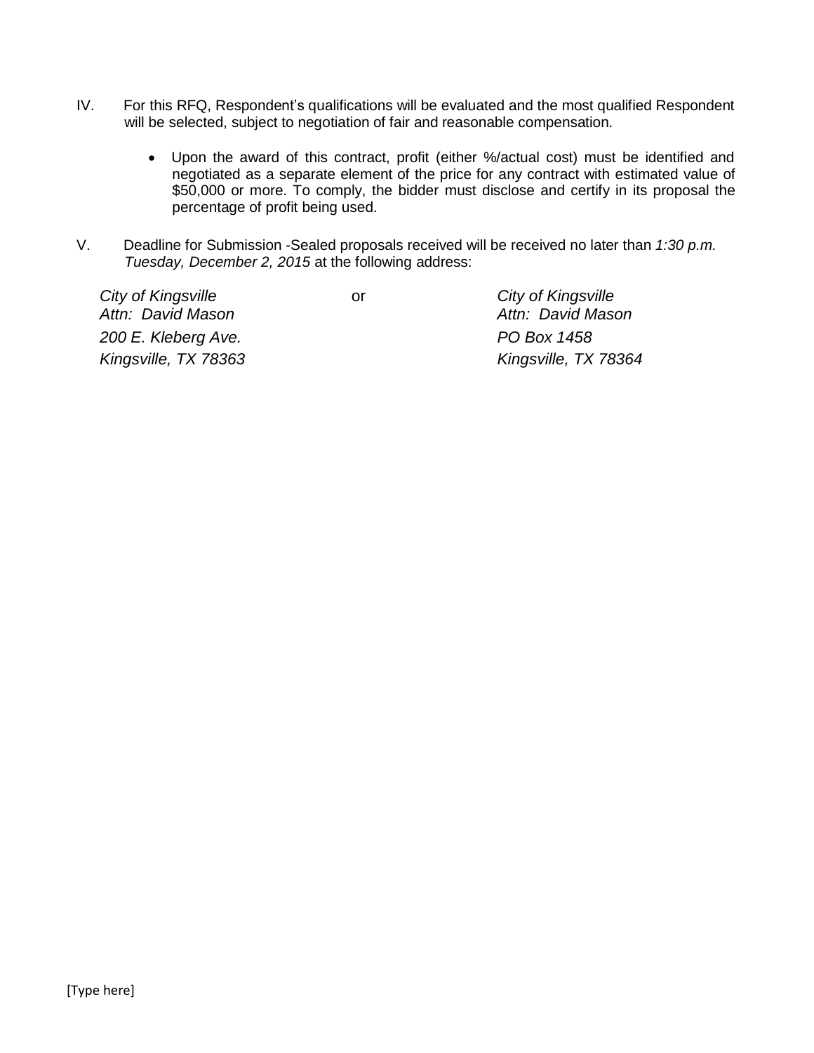IV. For this RFQ, Respondent's qualifications will be evaluated and the most qualified Respondent will be selected, subject to negotiation of fair and reasonable compensation.

- Upon the award of this contract, profit (either %/actual cost) must be identified and negotiated as a separate element of the price for any contract with estimated value of $50,000 or more. To comply, the bidder must disclose and certify in its proposal the percentage of profit being used.

V. Deadline for Submission -Sealed proposals received will be received no later than *1:30 p.m. Tuesday, December 2, 2015* at the following address:

*City of Kingsville*
*Attn: David Mason*
*200 E. Kleberg Ave.*
*Kingsville, TX 78363*

or

*City of Kingsville*
*Attn: David Mason*
*PO Box 1458*
*Kingsville, TX 78364*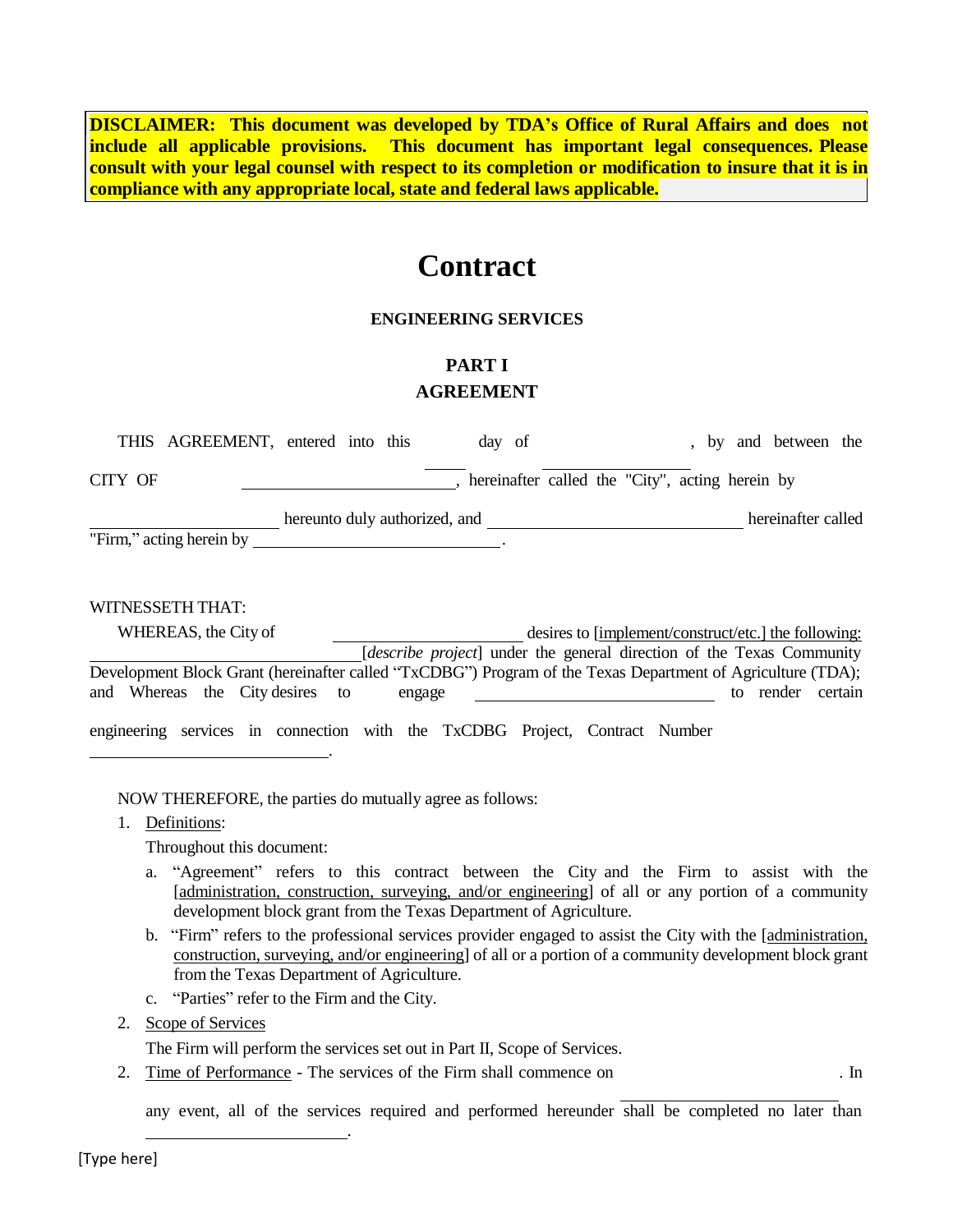**DISCLAIMER: This document was developed by TDA's Office of Rural Affairs and does not include all applicable provisions. This document has important legal consequences. Please consult with your legal counsel with respect to its completion or modification to insure that it is in compliance with any appropriate local, state and federal laws applicable.**

# Contract

**ENGINEERING SERVICES**

## PART I
## AGREEMENT

THIS AGREEMENT, entered into this _____ day of ______________, by and between the CITY OF ____________________, hereinafter called the "City", acting herein by ____________________ hereunto duly authorized, and ________________________ hereinafter called "Firm," acting herein by ________________________.

WITNESSETH THAT:

WHEREAS, the City of ____________________ desires to [implement/construct/etc.] the following: ________________________[*describe project*] under the general direction of the Texas Community Development Block Grant (hereinafter called "TxCDBG") Program of the Texas Department of Agriculture (TDA); and Whereas the City desires to engage ________________________ to render certain engineering services in connection with the TxCDBG Project, Contract Number ________________________.

NOW THEREFORE, the parties do mutually agree as follows:

1. Definitions:

   Throughout this document:

   a. "Agreement" refers to this contract between the City and the Firm to assist with the [administration, construction, surveying, and/or engineering] of all or any portion of a community development block grant from the Texas Department of Agriculture.

   b. "Firm" refers to the professional services provider engaged to assist the City with the [administration, construction, surveying, and/or engineering] of all or a portion of a community development block grant from the Texas Department of Agriculture.

   c. "Parties" refer to the Firm and the City.

2. Scope of Services

   The Firm will perform the services set out in Part II, Scope of Services.

2. Time of Performance - The services of the Firm shall commence on ________________________. In any event, all of the services required and performed hereunder shall be completed no later than ________________________.

[Type here]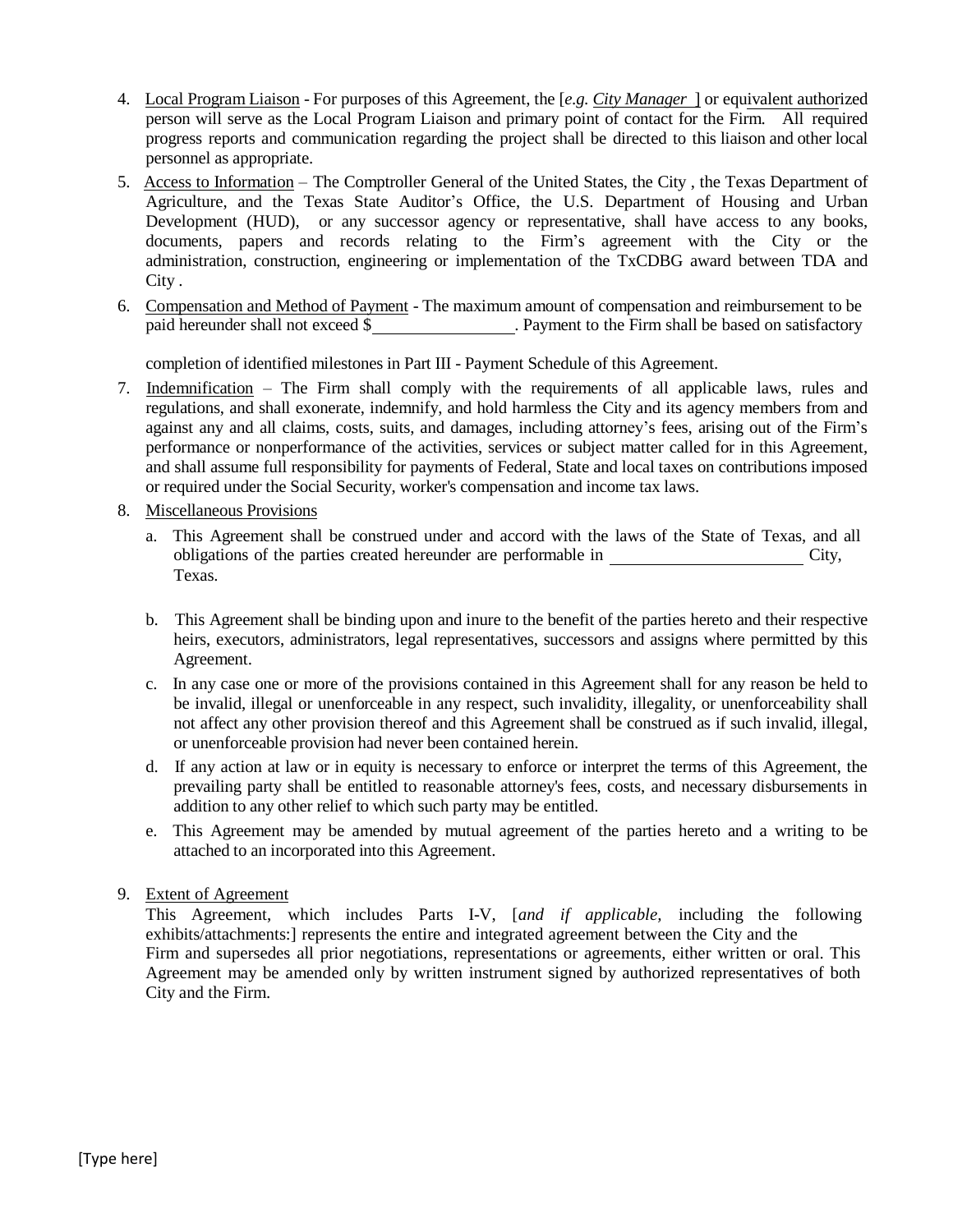4. Local Program Liaison - For purposes of this Agreement, the [*e.g. City Manager* ] or equivalent authorized person will serve as the Local Program Liaison and primary point of contact for the Firm. All required progress reports and communication regarding the project shall be directed to this liaison and other local personnel as appropriate.

5. Access to Information – The Comptroller General of the United States, the City , the Texas Department of Agriculture, and the Texas State Auditor's Office, the U.S. Department of Housing and Urban Development (HUD), or any successor agency or representative, shall have access to any books, documents, papers and records relating to the Firm's agreement with the City or the administration, construction, engineering or implementation of the TxCDBG award between TDA and City .

6. Compensation and Method of Payment - The maximum amount of compensation and reimbursement to be paid hereunder shall not exceed $\_\_\_\_\_\_\_\_\_\_\_\_\_\_\_\_. Payment to the Firm shall be based on satisfactory

   completion of identified milestones in Part III - Payment Schedule of this Agreement.

7. Indemnification – The Firm shall comply with the requirements of all applicable laws, rules and regulations, and shall exonerate, indemnify, and hold harmless the City and its agency members from and against any and all claims, costs, suits, and damages, including attorney's fees, arising out of the Firm's performance or nonperformance of the activities, services or subject matter called for in this Agreement, and shall assume full responsibility for payments of Federal, State and local taxes on contributions imposed or required under the Social Security, worker's compensation and income tax laws.

8. Miscellaneous Provisions

   a. This Agreement shall be construed under and accord with the laws of the State of Texas, and all obligations of the parties created hereunder are performable in \_\_\_\_\_\_\_\_\_\_\_\_\_\_\_\_\_\_\_\_\_\_\_ City, Texas.

   b. This Agreement shall be binding upon and inure to the benefit of the parties hereto and their respective heirs, executors, administrators, legal representatives, successors and assigns where permitted by this Agreement.

   c. In any case one or more of the provisions contained in this Agreement shall for any reason be held to be invalid, illegal or unenforceable in any respect, such invalidity, illegality, or unenforceability shall not affect any other provision thereof and this Agreement shall be construed as if such invalid, illegal, or unenforceable provision had never been contained herein.

   d. If any action at law or in equity is necessary to enforce or interpret the terms of this Agreement, the prevailing party shall be entitled to reasonable attorney's fees, costs, and necessary disbursements in addition to any other relief to which such party may be entitled.

   e. This Agreement may be amended by mutual agreement of the parties hereto and a writing to be attached to an incorporated into this Agreement.

9. Extent of Agreement

   This Agreement, which includes Parts I-V, [*and if applicable,* including the following exhibits/attachments:] represents the entire and integrated agreement between the City and the Firm and supersedes all prior negotiations, representations or agreements, either written or oral. This Agreement may be amended only by written instrument signed by authorized representatives of both City and the Firm.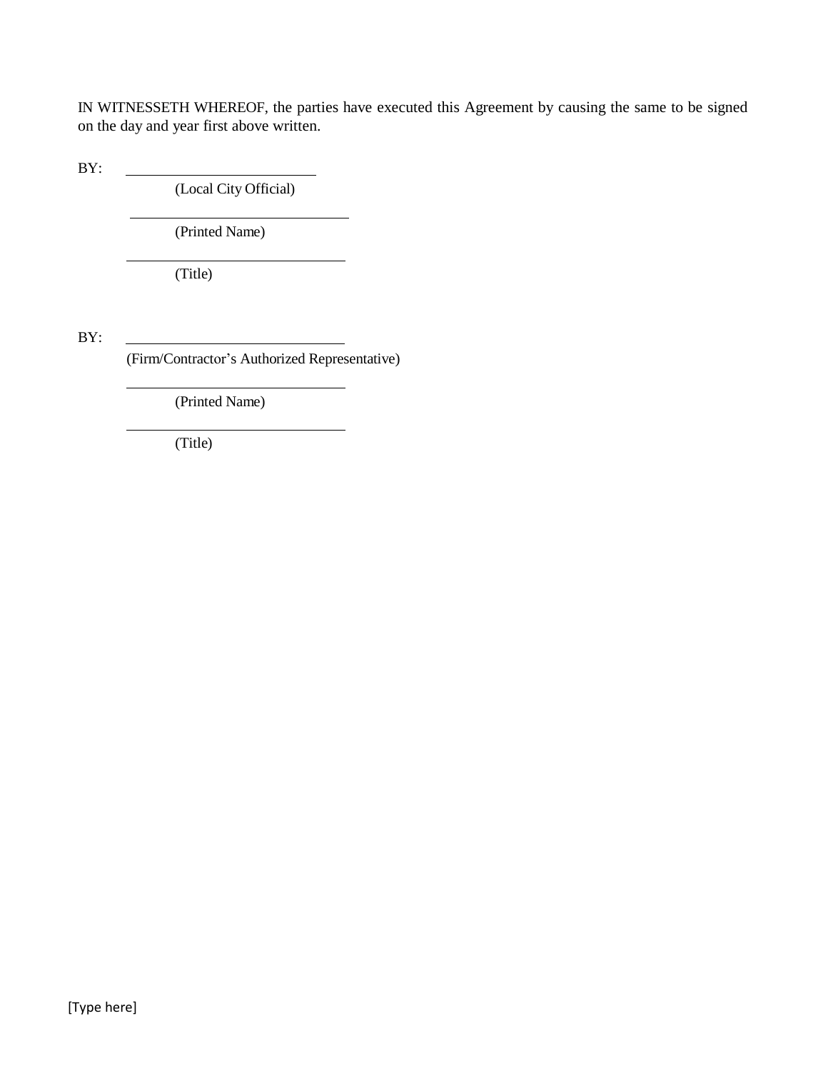IN WITNESSETH WHEREOF, the parties have executed this Agreement by causing the same to be signed on the day and year first above written.

BY: ______________________________
(Local City Official)

______________________________
(Printed Name)

______________________________
(Title)

BY: ______________________________
(Firm/Contractor's Authorized Representative)

______________________________
(Printed Name)

______________________________
(Title)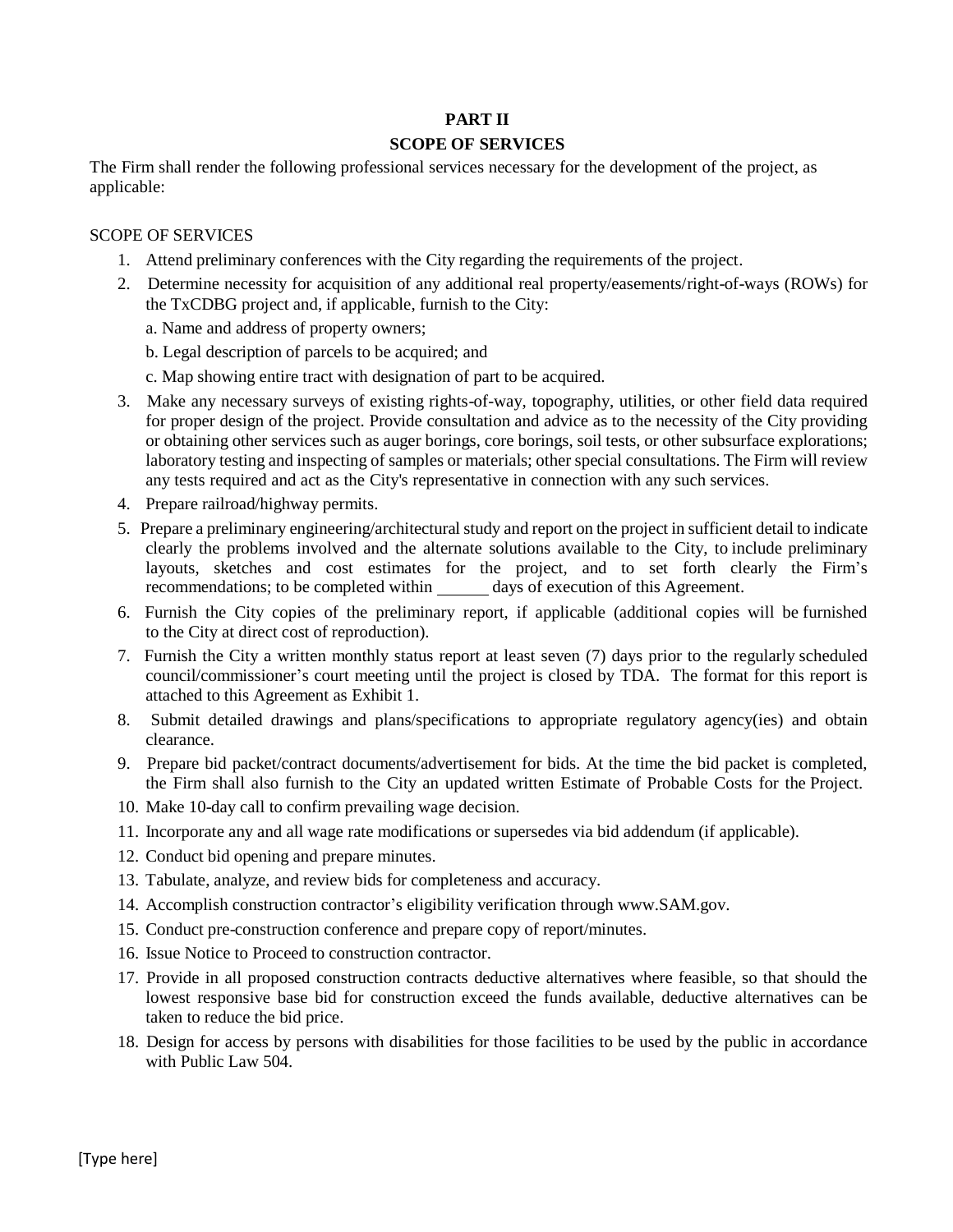**PART II**

**SCOPE OF SERVICES**

The Firm shall render the following professional services necessary for the development of the project, as applicable:

SCOPE OF SERVICES

1. Attend preliminary conferences with the City regarding the requirements of the project.
2. Determine necessity for acquisition of any additional real property/easements/right-of-ways (ROWs) for the TxCDBG project and, if applicable, furnish to the City:

   a. Name and address of property owners;

   b. Legal description of parcels to be acquired; and

   c. Map showing entire tract with designation of part to be acquired.
3. Make any necessary surveys of existing rights-of-way, topography, utilities, or other field data required for proper design of the project. Provide consultation and advice as to the necessity of the City providing or obtaining other services such as auger borings, core borings, soil tests, or other subsurface explorations; laboratory testing and inspecting of samples or materials; other special consultations. The Firm will review any tests required and act as the City's representative in connection with any such services.
4. Prepare railroad/highway permits.
5. Prepare a preliminary engineering/architectural study and report on the project in sufficient detail to indicate clearly the problems involved and the alternate solutions available to the City, to include preliminary layouts, sketches and cost estimates for the project, and to set forth clearly the Firm's recommendations; to be completed within ______ days of execution of this Agreement.
6. Furnish the City copies of the preliminary report, if applicable (additional copies will be furnished to the City at direct cost of reproduction).
7. Furnish the City a written monthly status report at least seven (7) days prior to the regularly scheduled council/commissioner's court meeting until the project is closed by TDA. The format for this report is attached to this Agreement as Exhibit 1.
8. Submit detailed drawings and plans/specifications to appropriate regulatory agency(ies) and obtain clearance.
9. Prepare bid packet/contract documents/advertisement for bids. At the time the bid packet is completed, the Firm shall also furnish to the City an updated written Estimate of Probable Costs for the Project.
10. Make 10-day call to confirm prevailing wage decision.
11. Incorporate any and all wage rate modifications or supersedes via bid addendum (if applicable).
12. Conduct bid opening and prepare minutes.
13. Tabulate, analyze, and review bids for completeness and accuracy.
14. Accomplish construction contractor's eligibility verification through www.SAM.gov.
15. Conduct pre-construction conference and prepare copy of report/minutes.
16. Issue Notice to Proceed to construction contractor.
17. Provide in all proposed construction contracts deductive alternatives where feasible, so that should the lowest responsive base bid for construction exceed the funds available, deductive alternatives can be taken to reduce the bid price.
18. Design for access by persons with disabilities for those facilities to be used by the public in accordance with Public Law 504.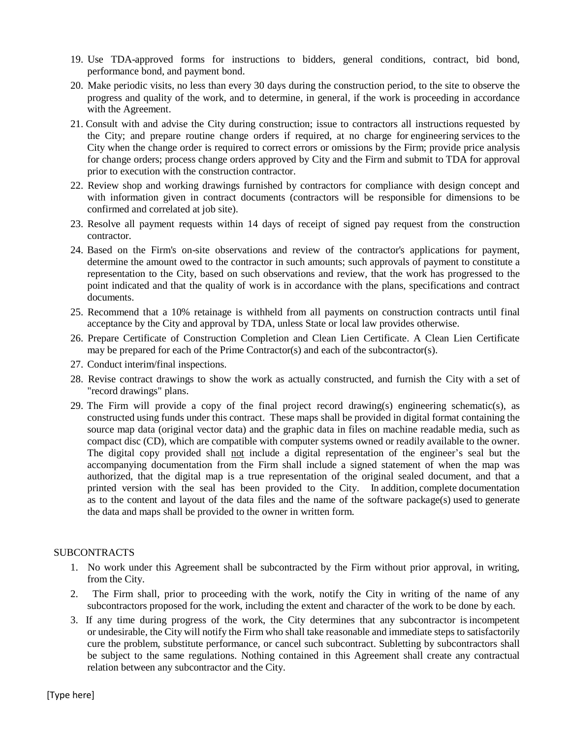19. Use TDA-approved forms for instructions to bidders, general conditions, contract, bid bond, performance bond, and payment bond.
20. Make periodic visits, no less than every 30 days during the construction period, to the site to observe the progress and quality of the work, and to determine, in general, if the work is proceeding in accordance with the Agreement.
21. Consult with and advise the City during construction; issue to contractors all instructions requested by the City; and prepare routine change orders if required, at no charge for engineering services to the City when the change order is required to correct errors or omissions by the Firm; provide price analysis for change orders; process change orders approved by City and the Firm and submit to TDA for approval prior to execution with the construction contractor.
22. Review shop and working drawings furnished by contractors for compliance with design concept and with information given in contract documents (contractors will be responsible for dimensions to be confirmed and correlated at job site).
23. Resolve all payment requests within 14 days of receipt of signed pay request from the construction contractor.
24. Based on the Firm's on-site observations and review of the contractor's applications for payment, determine the amount owed to the contractor in such amounts; such approvals of payment to constitute a representation to the City, based on such observations and review, that the work has progressed to the point indicated and that the quality of work is in accordance with the plans, specifications and contract documents.
25. Recommend that a 10% retainage is withheld from all payments on construction contracts until final acceptance by the City and approval by TDA, unless State or local law provides otherwise.
26. Prepare Certificate of Construction Completion and Clean Lien Certificate. A Clean Lien Certificate may be prepared for each of the Prime Contractor(s) and each of the subcontractor(s).
27. Conduct interim/final inspections.
28. Revise contract drawings to show the work as actually constructed, and furnish the City with a set of "record drawings" plans.
29. The Firm will provide a copy of the final project record drawing(s) engineering schematic(s), as constructed using funds under this contract. These maps shall be provided in digital format containing the source map data (original vector data) and the graphic data in files on machine readable media, such as compact disc (CD), which are compatible with computer systems owned or readily available to the owner. The digital copy provided shall <u>not</u> include a digital representation of the engineer's seal but the accompanying documentation from the Firm shall include a signed statement of when the map was authorized, that the digital map is a true representation of the original sealed document, and that a printed version with the seal has been provided to the City. In addition, complete documentation as to the content and layout of the data files and the name of the software package(s) used to generate the data and maps shall be provided to the owner in written form.

SUBCONTRACTS

1. No work under this Agreement shall be subcontracted by the Firm without prior approval, in writing, from the City.
2. The Firm shall, prior to proceeding with the work, notify the City in writing of the name of any subcontractors proposed for the work, including the extent and character of the work to be done by each.
3. If any time during progress of the work, the City determines that any subcontractor is incompetent or undesirable, the City will notify the Firm who shall take reasonable and immediate steps to satisfactorily cure the problem, substitute performance, or cancel such subcontract. Subletting by subcontractors shall be subject to the same regulations. Nothing contained in this Agreement shall create any contractual relation between any subcontractor and the City.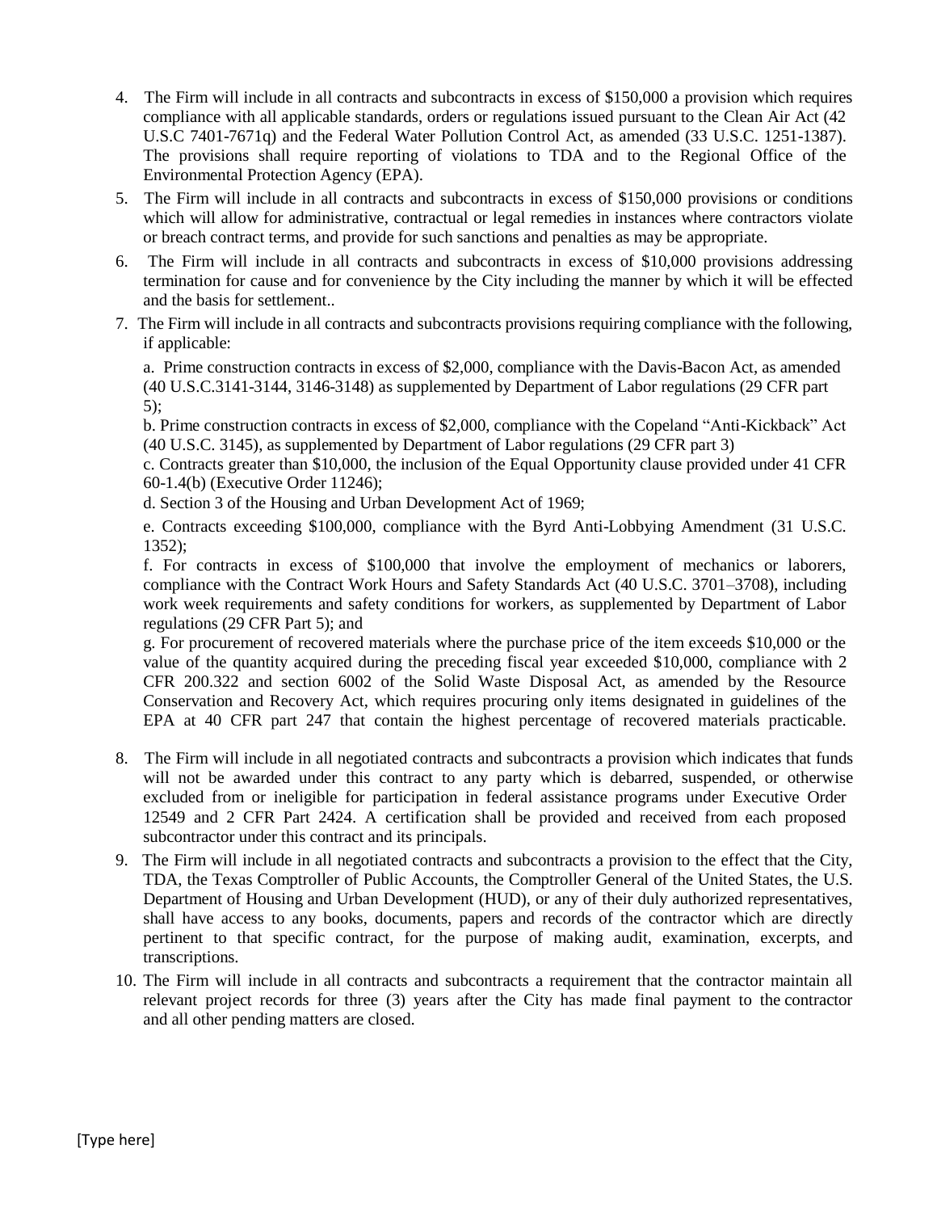4. The Firm will include in all contracts and subcontracts in excess of $150,000 a provision which requires compliance with all applicable standards, orders or regulations issued pursuant to the Clean Air Act (42 U.S.C 7401-7671q) and the Federal Water Pollution Control Act, as amended (33 U.S.C. 1251-1387). The provisions shall require reporting of violations to TDA and to the Regional Office of the Environmental Protection Agency (EPA).
5. The Firm will include in all contracts and subcontracts in excess of $150,000 provisions or conditions which will allow for administrative, contractual or legal remedies in instances where contractors violate or breach contract terms, and provide for such sanctions and penalties as may be appropriate.
6. The Firm will include in all contracts and subcontracts in excess of $10,000 provisions addressing termination for cause and for convenience by the City including the manner by which it will be effected and the basis for settlement..
7. The Firm will include in all contracts and subcontracts provisions requiring compliance with the following, if applicable:

   a. Prime construction contracts in excess of $2,000, compliance with the Davis-Bacon Act, as amended (40 U.S.C.3141-3144, 3146-3148) as supplemented by Department of Labor regulations (29 CFR part 5);

   b. Prime construction contracts in excess of $2,000, compliance with the Copeland "Anti-Kickback" Act (40 U.S.C. 3145), as supplemented by Department of Labor regulations (29 CFR part 3)

   c. Contracts greater than $10,000, the inclusion of the Equal Opportunity clause provided under 41 CFR 60-1.4(b) (Executive Order 11246);

   d. Section 3 of the Housing and Urban Development Act of 1969;

   e. Contracts exceeding $100,000, compliance with the Byrd Anti-Lobbying Amendment (31 U.S.C. 1352);

   f. For contracts in excess of $100,000 that involve the employment of mechanics or laborers, compliance with the Contract Work Hours and Safety Standards Act (40 U.S.C. 3701–3708), including work week requirements and safety conditions for workers, as supplemented by Department of Labor regulations (29 CFR Part 5); and

   g. For procurement of recovered materials where the purchase price of the item exceeds $10,000 or the value of the quantity acquired during the preceding fiscal year exceeded $10,000, compliance with 2 CFR 200.322 and section 6002 of the Solid Waste Disposal Act, as amended by the Resource Conservation and Recovery Act, which requires procuring only items designated in guidelines of the EPA at 40 CFR part 247 that contain the highest percentage of recovered materials practicable.
8. The Firm will include in all negotiated contracts and subcontracts a provision which indicates that funds will not be awarded under this contract to any party which is debarred, suspended, or otherwise excluded from or ineligible for participation in federal assistance programs under Executive Order 12549 and 2 CFR Part 2424. A certification shall be provided and received from each proposed subcontractor under this contract and its principals.
9. The Firm will include in all negotiated contracts and subcontracts a provision to the effect that the City, TDA, the Texas Comptroller of Public Accounts, the Comptroller General of the United States, the U.S. Department of Housing and Urban Development (HUD), or any of their duly authorized representatives, shall have access to any books, documents, papers and records of the contractor which are directly pertinent to that specific contract, for the purpose of making audit, examination, excerpts, and transcriptions.
10. The Firm will include in all contracts and subcontracts a requirement that the contractor maintain all relevant project records for three (3) years after the City has made final payment to the contractor and all other pending matters are closed.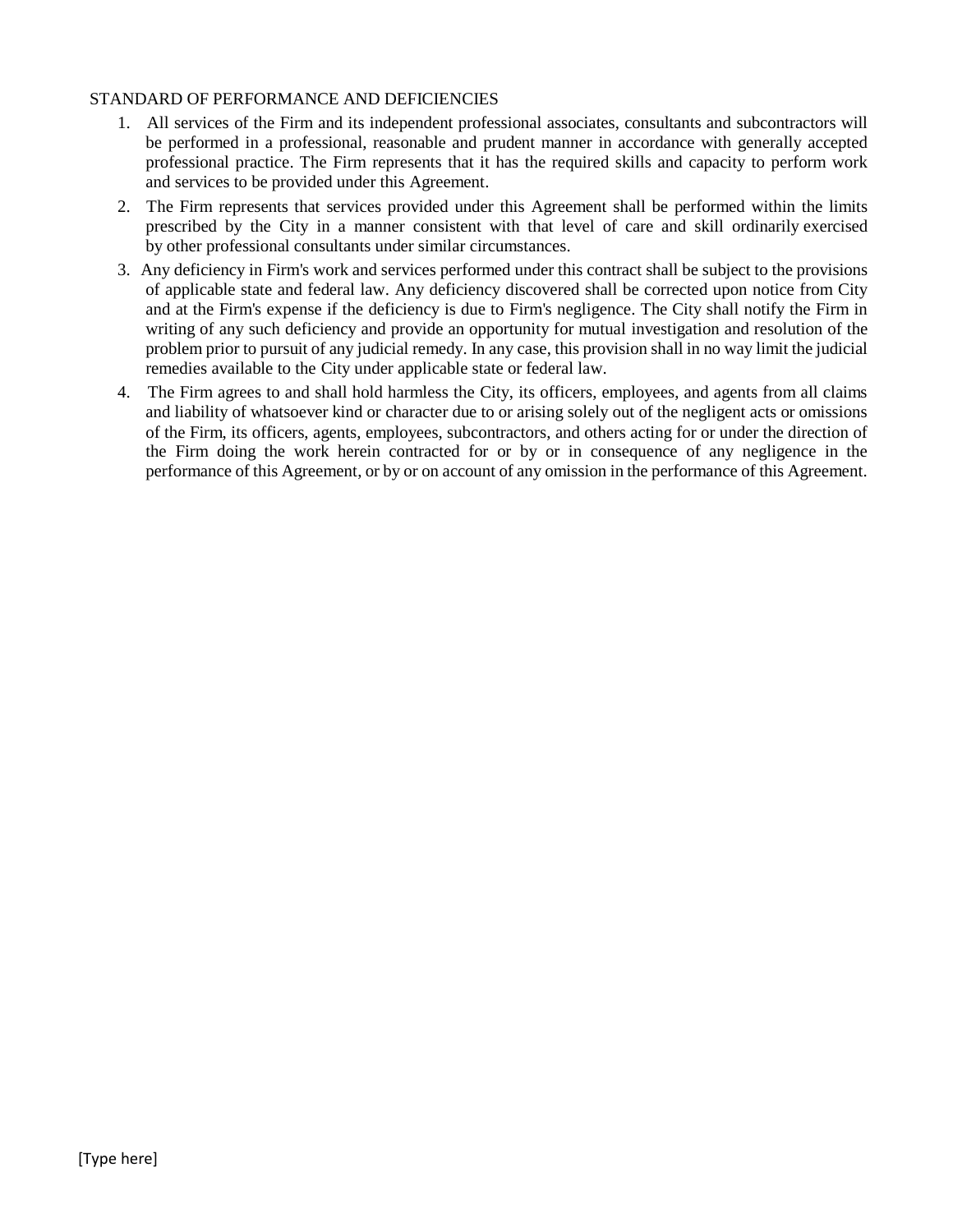STANDARD OF PERFORMANCE AND DEFICIENCIES

1. All services of the Firm and its independent professional associates, consultants and subcontractors will be performed in a professional, reasonable and prudent manner in accordance with generally accepted professional practice. The Firm represents that it has the required skills and capacity to perform work and services to be provided under this Agreement.
2. The Firm represents that services provided under this Agreement shall be performed within the limits prescribed by the City in a manner consistent with that level of care and skill ordinarily exercised by other professional consultants under similar circumstances.
3. Any deficiency in Firm's work and services performed under this contract shall be subject to the provisions of applicable state and federal law. Any deficiency discovered shall be corrected upon notice from City and at the Firm's expense if the deficiency is due to Firm's negligence. The City shall notify the Firm in writing of any such deficiency and provide an opportunity for mutual investigation and resolution of the problem prior to pursuit of any judicial remedy. In any case, this provision shall in no way limit the judicial remedies available to the City under applicable state or federal law.
4. The Firm agrees to and shall hold harmless the City, its officers, employees, and agents from all claims and liability of whatsoever kind or character due to or arising solely out of the negligent acts or omissions of the Firm, its officers, agents, employees, subcontractors, and others acting for or under the direction of the Firm doing the work herein contracted for or by or in consequence of any negligence in the performance of this Agreement, or by or on account of any omission in the performance of this Agreement.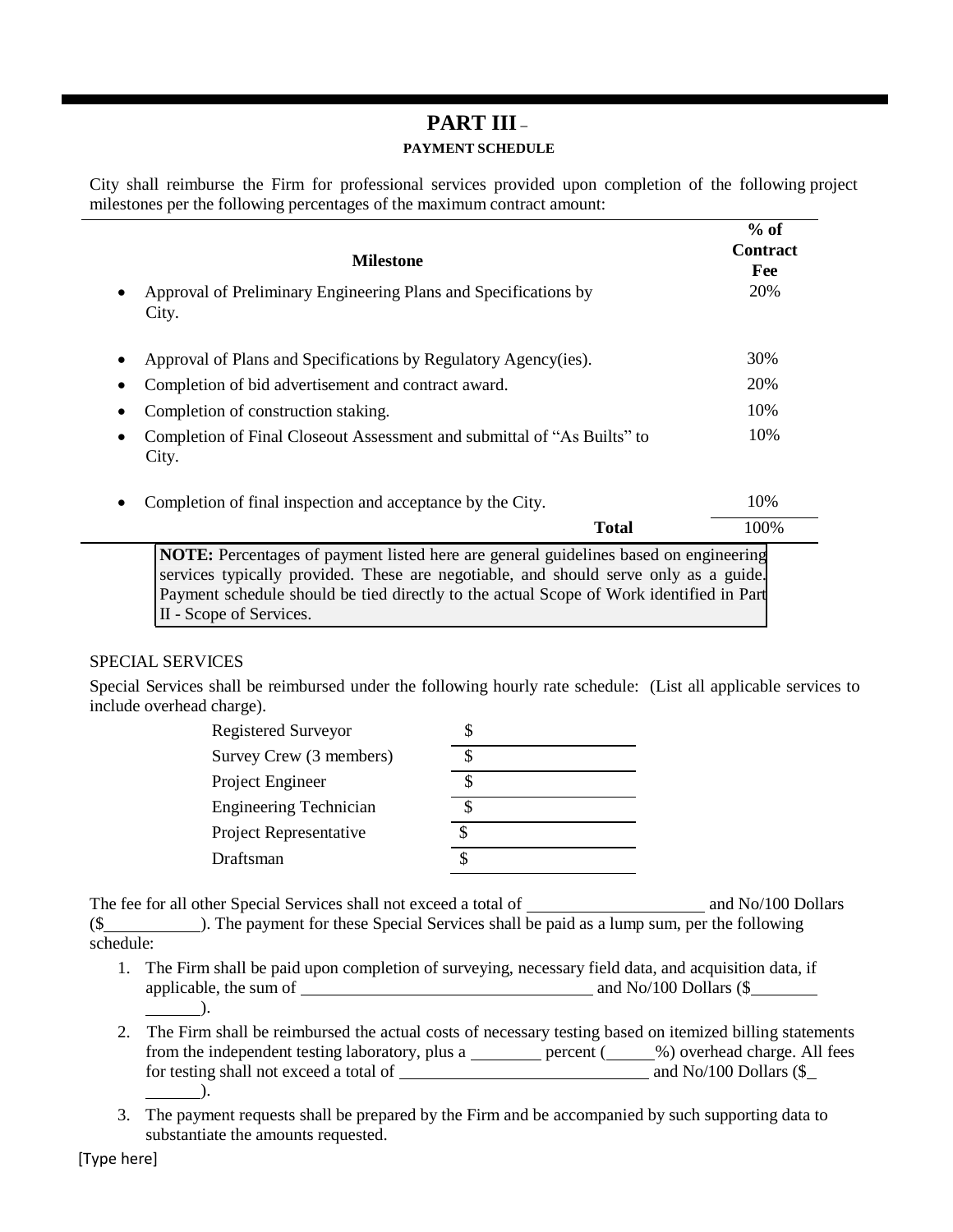# PART III –

## PAYMENT SCHEDULE

City shall reimburse the Firm for professional services provided upon completion of the following project milestones per the following percentages of the maximum contract amount:

| Milestone | % of Contract Fee |
|---|---|
| • Approval of Preliminary Engineering Plans and Specifications by City. | 20% |
| • Approval of Plans and Specifications by Regulatory Agency(ies). | 30% |
| • Completion of bid advertisement and contract award. | 20% |
| • Completion of construction staking. | 10% |
| • Completion of Final Closeout Assessment and submittal of "As Builts" to City. | 10% |
| • Completion of final inspection and acceptance by the City. | 10% |
| **Total** | 100% |

**NOTE:** Percentages of payment listed here are general guidelines based on engineering services typically provided. These are negotiable, and should serve only as a guide. Payment schedule should be tied directly to the actual Scope of Work identified in Part II - Scope of Services.

SPECIAL SERVICES

Special Services shall be reimbursed under the following hourly rate schedule: (List all applicable services to include overhead charge).

| Service | Rate |
|---|---|
| Registered Surveyor | $ ________ |
| Survey Crew (3 members) | $ ________ |
| Project Engineer | $ ________ |
| Engineering Technician | $ ________ |
| Project Representative | $ ________ |
| Draftsman | $ ________ |

The fee for all other Special Services shall not exceed a total of ____________________ and No/100 Dollars ($__________). The payment for these Special Services shall be paid as a lump sum, per the following schedule:

1. The Firm shall be paid upon completion of surveying, necessary field data, and acquisition data, if applicable, the sum of ________________________________ and No/100 Dollars ($______________).
2. The Firm shall be reimbursed the actual costs of necessary testing based on itemized billing statements from the independent testing laboratory, plus a ________ percent (______%) overhead charge. All fees for testing shall not exceed a total of ____________________________ and No/100 Dollars ($________).
3. The payment requests shall be prepared by the Firm and be accompanied by such supporting data to substantiate the amounts requested.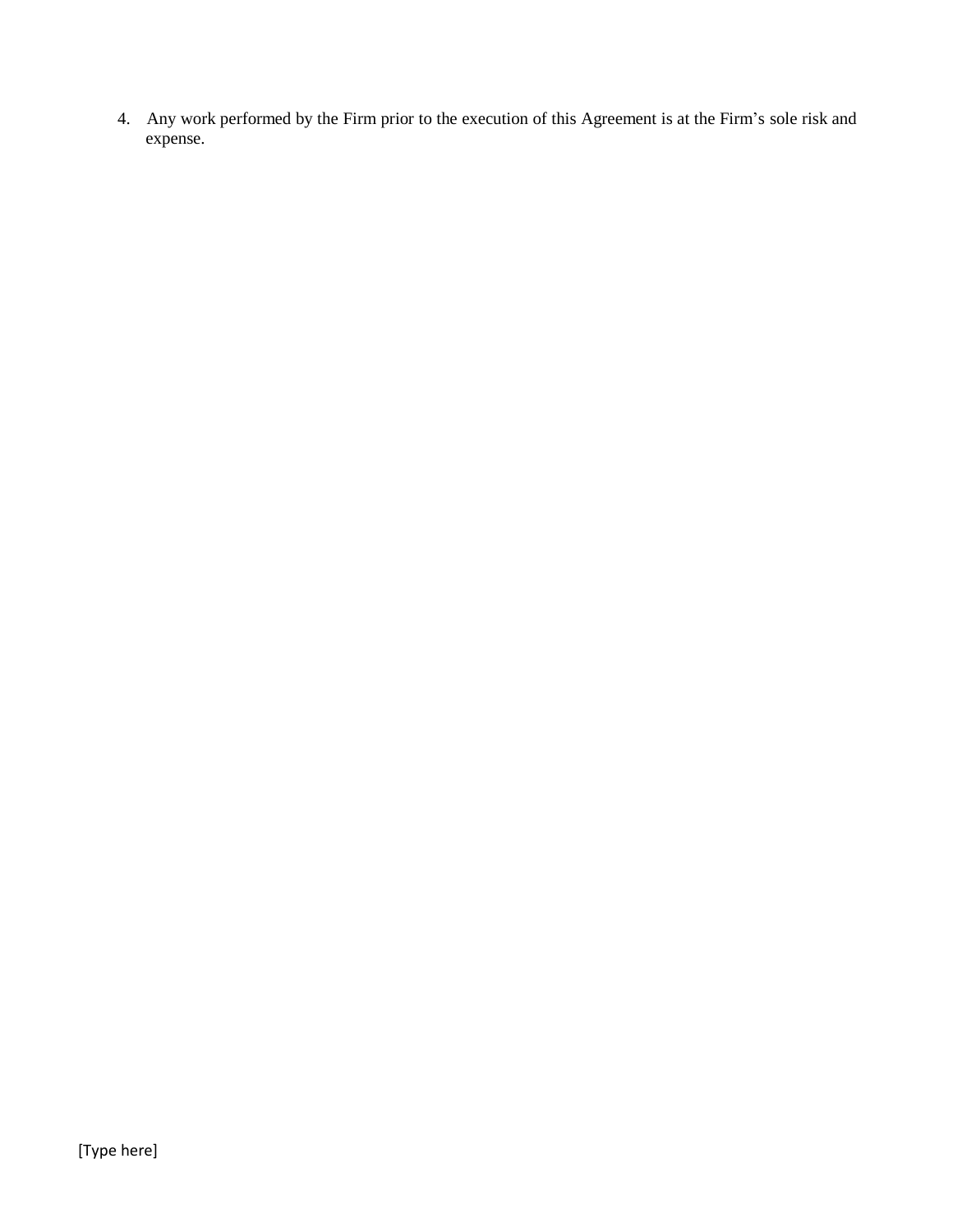4. Any work performed by the Firm prior to the execution of this Agreement is at the Firm's sole risk and expense.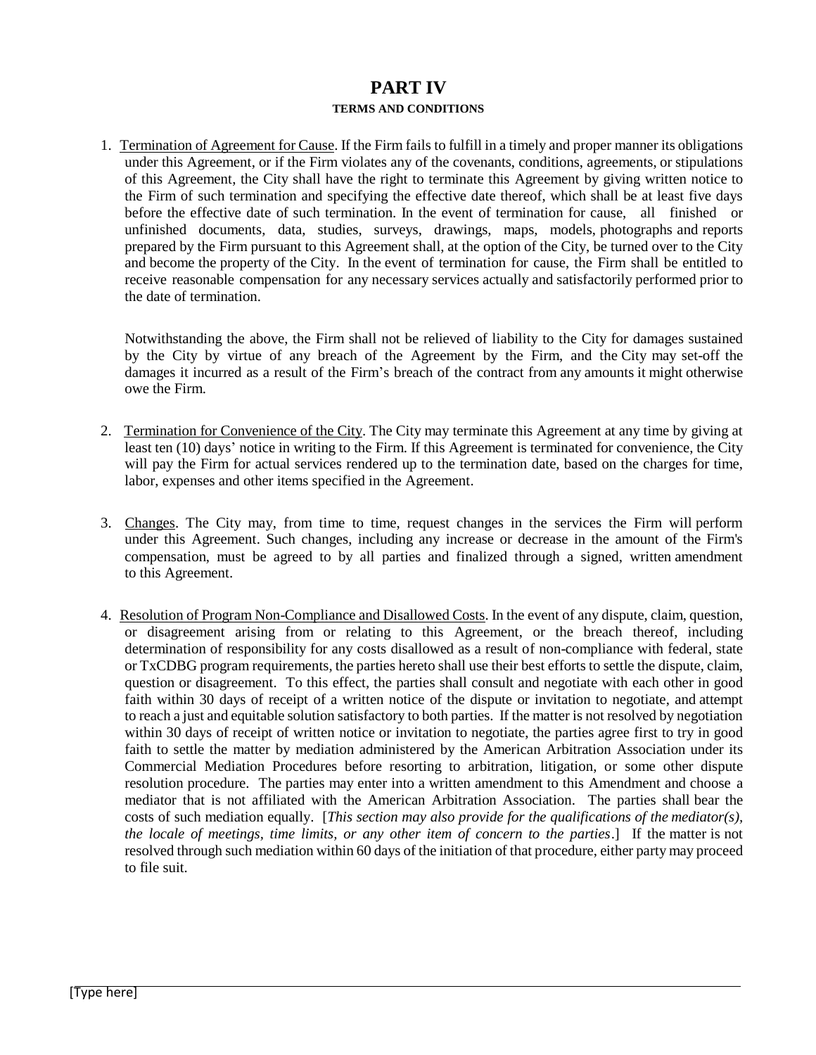# PART IV

**TERMS AND CONDITIONS**

1. Termination of Agreement for Cause. If the Firm fails to fulfill in a timely and proper manner its obligations under this Agreement, or if the Firm violates any of the covenants, conditions, agreements, or stipulations of this Agreement, the City shall have the right to terminate this Agreement by giving written notice to the Firm of such termination and specifying the effective date thereof, which shall be at least five days before the effective date of such termination. In the event of termination for cause, all finished or unfinished documents, data, studies, surveys, drawings, maps, models, photographs and reports prepared by the Firm pursuant to this Agreement shall, at the option of the City, be turned over to the City and become the property of the City. In the event of termination for cause, the Firm shall be entitled to receive reasonable compensation for any necessary services actually and satisfactorily performed prior to the date of termination.

   Notwithstanding the above, the Firm shall not be relieved of liability to the City for damages sustained by the City by virtue of any breach of the Agreement by the Firm, and the City may set-off the damages it incurred as a result of the Firm's breach of the contract from any amounts it might otherwise owe the Firm.

2. Termination for Convenience of the City. The City may terminate this Agreement at any time by giving at least ten (10) days' notice in writing to the Firm. If this Agreement is terminated for convenience, the City will pay the Firm for actual services rendered up to the termination date, based on the charges for time, labor, expenses and other items specified in the Agreement.

3. Changes. The City may, from time to time, request changes in the services the Firm will perform under this Agreement. Such changes, including any increase or decrease in the amount of the Firm's compensation, must be agreed to by all parties and finalized through a signed, written amendment to this Agreement.

4. Resolution of Program Non-Compliance and Disallowed Costs. In the event of any dispute, claim, question, or disagreement arising from or relating to this Agreement, or the breach thereof, including determination of responsibility for any costs disallowed as a result of non-compliance with federal, state or TxCDBG program requirements, the parties hereto shall use their best efforts to settle the dispute, claim, question or disagreement. To this effect, the parties shall consult and negotiate with each other in good faith within 30 days of receipt of a written notice of the dispute or invitation to negotiate, and attempt to reach a just and equitable solution satisfactory to both parties. If the matter is not resolved by negotiation within 30 days of receipt of written notice or invitation to negotiate, the parties agree first to try in good faith to settle the matter by mediation administered by the American Arbitration Association under its Commercial Mediation Procedures before resorting to arbitration, litigation, or some other dispute resolution procedure. The parties may enter into a written amendment to this Amendment and choose a mediator that is not affiliated with the American Arbitration Association. The parties shall bear the costs of such mediation equally. [*This section may also provide for the qualifications of the mediator(s), the locale of meetings, time limits, or any other item of concern to the parties*.] If the matter is not resolved through such mediation within 60 days of the initiation of that procedure, either party may proceed to file suit.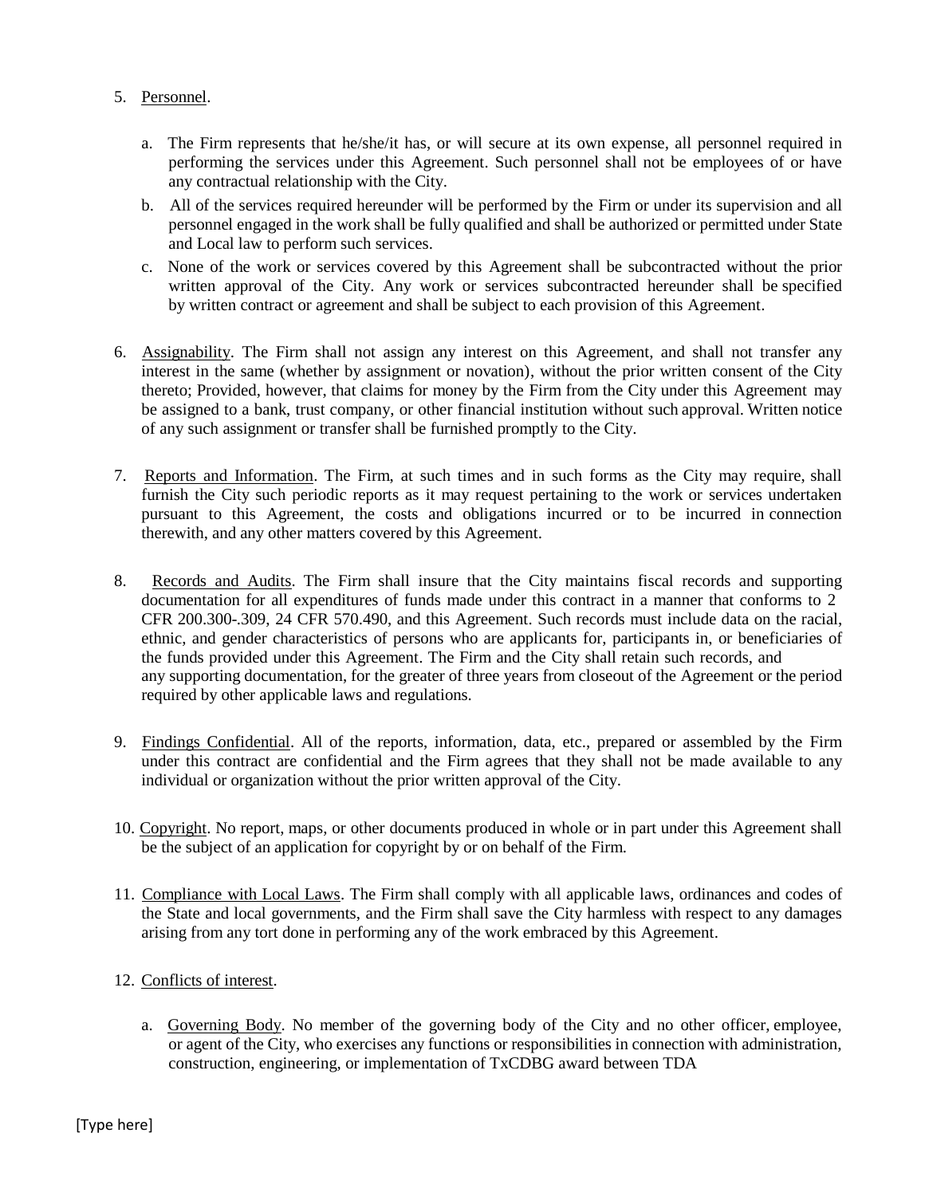5. Personnel.

    a. The Firm represents that he/she/it has, or will secure at its own expense, all personnel required in performing the services under this Agreement. Such personnel shall not be employees of or have any contractual relationship with the City.

    b. All of the services required hereunder will be performed by the Firm or under its supervision and all personnel engaged in the work shall be fully qualified and shall be authorized or permitted under State and Local law to perform such services.

    c. None of the work or services covered by this Agreement shall be subcontracted without the prior written approval of the City. Any work or services subcontracted hereunder shall be specified by written contract or agreement and shall be subject to each provision of this Agreement.

6. Assignability. The Firm shall not assign any interest on this Agreement, and shall not transfer any interest in the same (whether by assignment or novation), without the prior written consent of the City thereto; Provided, however, that claims for money by the Firm from the City under this Agreement may be assigned to a bank, trust company, or other financial institution without such approval. Written notice of any such assignment or transfer shall be furnished promptly to the City.

7. Reports and Information. The Firm, at such times and in such forms as the City may require, shall furnish the City such periodic reports as it may request pertaining to the work or services undertaken pursuant to this Agreement, the costs and obligations incurred or to be incurred in connection therewith, and any other matters covered by this Agreement.

8. Records and Audits. The Firm shall insure that the City maintains fiscal records and supporting documentation for all expenditures of funds made under this contract in a manner that conforms to 2 CFR 200.300-.309, 24 CFR 570.490, and this Agreement. Such records must include data on the racial, ethnic, and gender characteristics of persons who are applicants for, participants in, or beneficiaries of the funds provided under this Agreement. The Firm and the City shall retain such records, and any supporting documentation, for the greater of three years from closeout of the Agreement or the period required by other applicable laws and regulations.

9. Findings Confidential. All of the reports, information, data, etc., prepared or assembled by the Firm under this contract are confidential and the Firm agrees that they shall not be made available to any individual or organization without the prior written approval of the City.

10. Copyright. No report, maps, or other documents produced in whole or in part under this Agreement shall be the subject of an application for copyright by or on behalf of the Firm.

11. Compliance with Local Laws. The Firm shall comply with all applicable laws, ordinances and codes of the State and local governments, and the Firm shall save the City harmless with respect to any damages arising from any tort done in performing any of the work embraced by this Agreement.

12. Conflicts of interest.

    a. Governing Body. No member of the governing body of the City and no other officer, employee, or agent of the City, who exercises any functions or responsibilities in connection with administration, construction, engineering, or implementation of TxCDBG award between TDA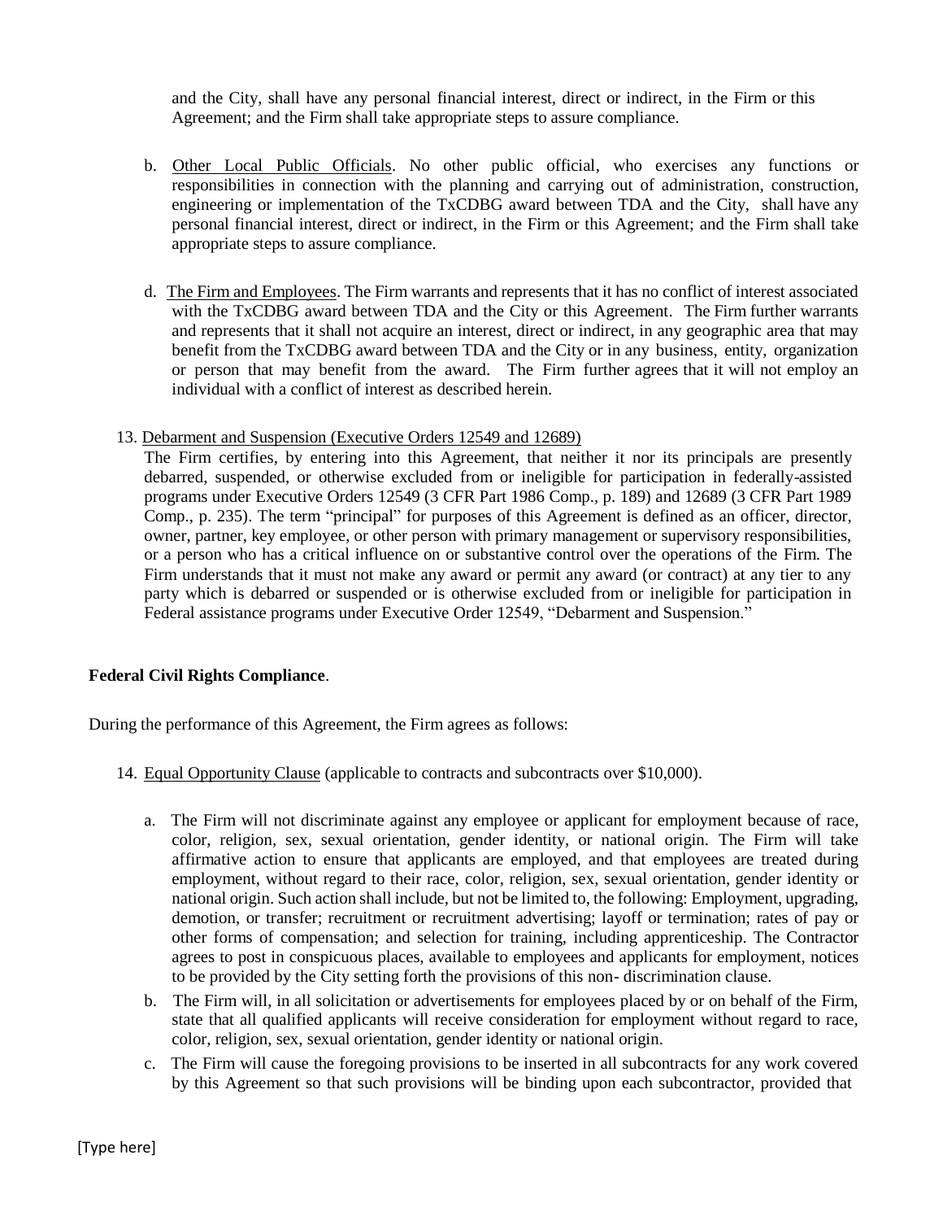and the City, shall have any personal financial interest, direct or indirect, in the Firm or this Agreement; and the Firm shall take appropriate steps to assure compliance.

b. Other Local Public Officials. No other public official, who exercises any functions or responsibilities in connection with the planning and carrying out of administration, construction, engineering or implementation of the TxCDBG award between TDA and the City, shall have any personal financial interest, direct or indirect, in the Firm or this Agreement; and the Firm shall take appropriate steps to assure compliance.

d. The Firm and Employees. The Firm warrants and represents that it has no conflict of interest associated with the TxCDBG award between TDA and the City or this Agreement. The Firm further warrants and represents that it shall not acquire an interest, direct or indirect, in any geographic area that may benefit from the TxCDBG award between TDA and the City or in any business, entity, organization or person that may benefit from the award. The Firm further agrees that it will not employ an individual with a conflict of interest as described herein.

13. Debarment and Suspension (Executive Orders 12549 and 12689)

The Firm certifies, by entering into this Agreement, that neither it nor its principals are presently debarred, suspended, or otherwise excluded from or ineligible for participation in federally-assisted programs under Executive Orders 12549 (3 CFR Part 1986 Comp., p. 189) and 12689 (3 CFR Part 1989 Comp., p. 235). The term "principal" for purposes of this Agreement is defined as an officer, director, owner, partner, key employee, or other person with primary management or supervisory responsibilities, or a person who has a critical influence on or substantive control over the operations of the Firm. The Firm understands that it must not make any award or permit any award (or contract) at any tier to any party which is debarred or suspended or is otherwise excluded from or ineligible for participation in Federal assistance programs under Executive Order 12549, "Debarment and Suspension."

**Federal Civil Rights Compliance**.

During the performance of this Agreement, the Firm agrees as follows:

14. Equal Opportunity Clause (applicable to contracts and subcontracts over $10,000).

a. The Firm will not discriminate against any employee or applicant for employment because of race, color, religion, sex, sexual orientation, gender identity, or national origin. The Firm will take affirmative action to ensure that applicants are employed, and that employees are treated during employment, without regard to their race, color, religion, sex, sexual orientation, gender identity or national origin. Such action shall include, but not be limited to, the following: Employment, upgrading, demotion, or transfer; recruitment or recruitment advertising; layoff or termination; rates of pay or other forms of compensation; and selection for training, including apprenticeship. The Contractor agrees to post in conspicuous places, available to employees and applicants for employment, notices to be provided by the City setting forth the provisions of this non- discrimination clause.

b. The Firm will, in all solicitation or advertisements for employees placed by or on behalf of the Firm, state that all qualified applicants will receive consideration for employment without regard to race, color, religion, sex, sexual orientation, gender identity or national origin.

c. The Firm will cause the foregoing provisions to be inserted in all subcontracts for any work covered by this Agreement so that such provisions will be binding upon each subcontractor, provided that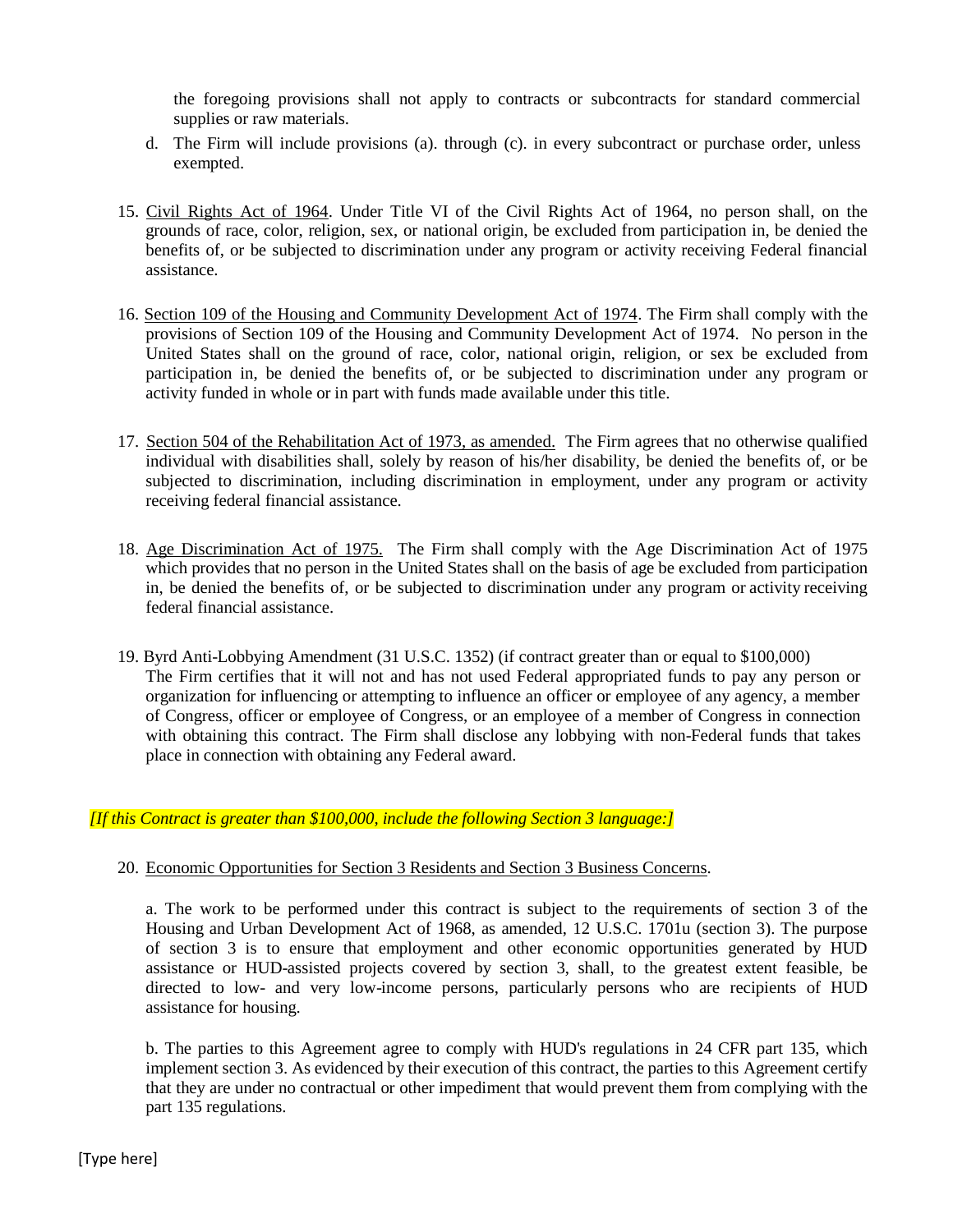the foregoing provisions shall not apply to contracts or subcontracts for standard commercial supplies or raw materials.

d. The Firm will include provisions (a). through (c). in every subcontract or purchase order, unless exempted.

15. Civil Rights Act of 1964. Under Title VI of the Civil Rights Act of 1964, no person shall, on the grounds of race, color, religion, sex, or national origin, be excluded from participation in, be denied the benefits of, or be subjected to discrimination under any program or activity receiving Federal financial assistance.

16. Section 109 of the Housing and Community Development Act of 1974. The Firm shall comply with the provisions of Section 109 of the Housing and Community Development Act of 1974. No person in the United States shall on the ground of race, color, national origin, religion, or sex be excluded from participation in, be denied the benefits of, or be subjected to discrimination under any program or activity funded in whole or in part with funds made available under this title.

17. Section 504 of the Rehabilitation Act of 1973, as amended. The Firm agrees that no otherwise qualified individual with disabilities shall, solely by reason of his/her disability, be denied the benefits of, or be subjected to discrimination, including discrimination in employment, under any program or activity receiving federal financial assistance.

18. Age Discrimination Act of 1975. The Firm shall comply with the Age Discrimination Act of 1975 which provides that no person in the United States shall on the basis of age be excluded from participation in, be denied the benefits of, or be subjected to discrimination under any program or activity receiving federal financial assistance.

19. Byrd Anti-Lobbying Amendment (31 U.S.C. 1352) (if contract greater than or equal to $100,000)
The Firm certifies that it will not and has not used Federal appropriated funds to pay any person or organization for influencing or attempting to influence an officer or employee of any agency, a member of Congress, officer or employee of Congress, or an employee of a member of Congress in connection with obtaining this contract. The Firm shall disclose any lobbying with non-Federal funds that takes place in connection with obtaining any Federal award.

*[If this Contract is greater than $100,000, include the following Section 3 language:]*

20. Economic Opportunities for Section 3 Residents and Section 3 Business Concerns.

a. The work to be performed under this contract is subject to the requirements of section 3 of the Housing and Urban Development Act of 1968, as amended, 12 U.S.C. 1701u (section 3). The purpose of section 3 is to ensure that employment and other economic opportunities generated by HUD assistance or HUD-assisted projects covered by section 3, shall, to the greatest extent feasible, be directed to low- and very low-income persons, particularly persons who are recipients of HUD assistance for housing.

b. The parties to this Agreement agree to comply with HUD's regulations in 24 CFR part 135, which implement section 3. As evidenced by their execution of this contract, the parties to this Agreement certify that they are under no contractual or other impediment that would prevent them from complying with the part 135 regulations.

[Type here]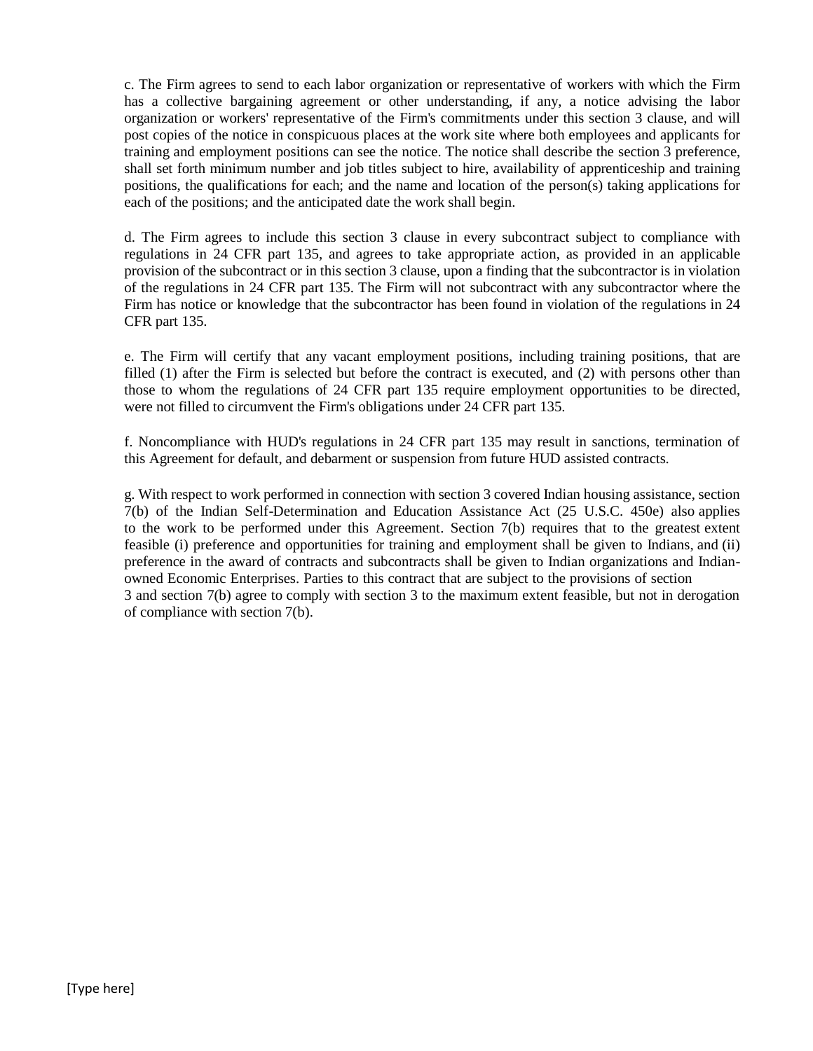c. The Firm agrees to send to each labor organization or representative of workers with which the Firm has a collective bargaining agreement or other understanding, if any, a notice advising the labor organization or workers' representative of the Firm's commitments under this section 3 clause, and will post copies of the notice in conspicuous places at the work site where both employees and applicants for training and employment positions can see the notice. The notice shall describe the section 3 preference, shall set forth minimum number and job titles subject to hire, availability of apprenticeship and training positions, the qualifications for each; and the name and location of the person(s) taking applications for each of the positions; and the anticipated date the work shall begin.

d. The Firm agrees to include this section 3 clause in every subcontract subject to compliance with regulations in 24 CFR part 135, and agrees to take appropriate action, as provided in an applicable provision of the subcontract or in this section 3 clause, upon a finding that the subcontractor is in violation of the regulations in 24 CFR part 135. The Firm will not subcontract with any subcontractor where the Firm has notice or knowledge that the subcontractor has been found in violation of the regulations in 24 CFR part 135.

e. The Firm will certify that any vacant employment positions, including training positions, that are filled (1) after the Firm is selected but before the contract is executed, and (2) with persons other than those to whom the regulations of 24 CFR part 135 require employment opportunities to be directed, were not filled to circumvent the Firm's obligations under 24 CFR part 135.

f. Noncompliance with HUD's regulations in 24 CFR part 135 may result in sanctions, termination of this Agreement for default, and debarment or suspension from future HUD assisted contracts.

g. With respect to work performed in connection with section 3 covered Indian housing assistance, section 7(b) of the Indian Self-Determination and Education Assistance Act (25 U.S.C. 450e) also applies to the work to be performed under this Agreement. Section 7(b) requires that to the greatest extent feasible (i) preference and opportunities for training and employment shall be given to Indians, and (ii) preference in the award of contracts and subcontracts shall be given to Indian organizations and Indian-owned Economic Enterprises. Parties to this contract that are subject to the provisions of section 3 and section 7(b) agree to comply with section 3 to the maximum extent feasible, but not in derogation of compliance with section 7(b).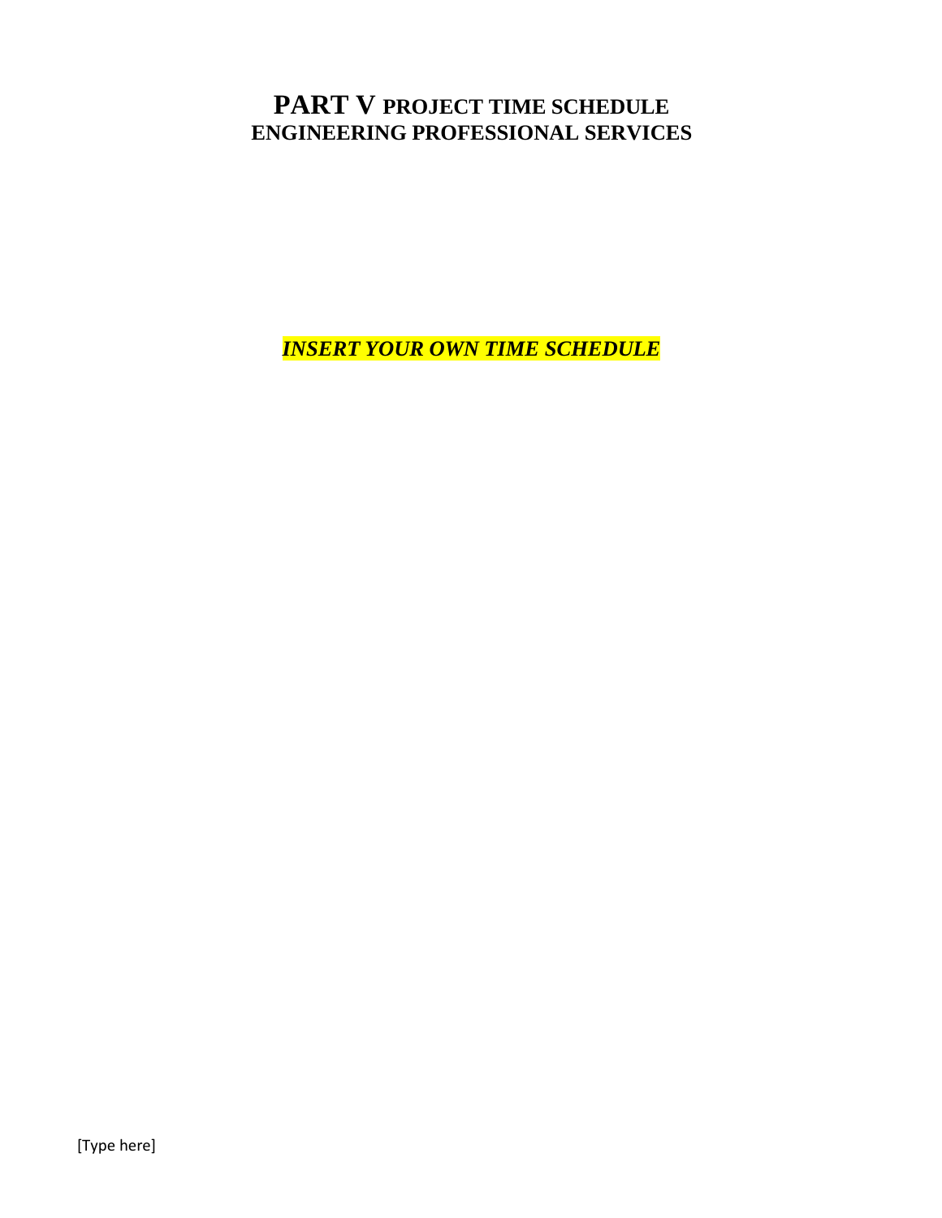# PART V PROJECT TIME SCHEDULE ENGINEERING PROFESSIONAL SERVICES

***INSERT YOUR OWN TIME SCHEDULE***

[Type here]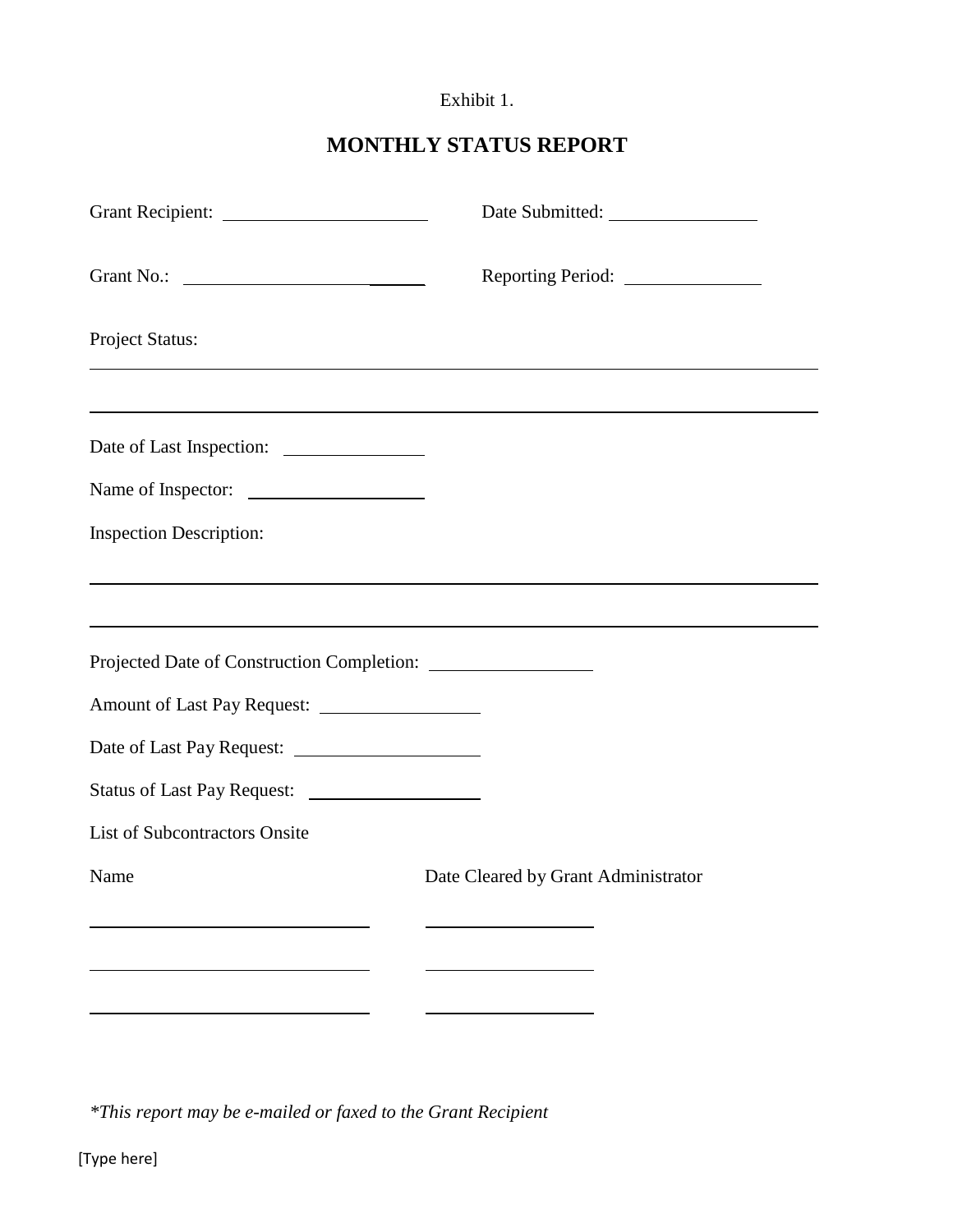Exhibit 1.

# MONTHLY STATUS REPORT

Grant Recipient: ____________________ Date Submitted: ______________

Grant No.: ____________________ Reporting Period: ______________

Project Status:

______________________________________________________________________________

______________________________________________________________________________

Date of Last Inspection: ______________

Name of Inspector: ________________

Inspection Description:

______________________________________________________________________________

______________________________________________________________________________

Projected Date of Construction Completion: ______________

Amount of Last Pay Request: ______________

Date of Last Pay Request: ________________

Status of Last Pay Request: ______________

List of Subcontractors Onsite

| Name | Date Cleared by Grant Administrator |
|---|---|
| ____________________ | ______________ |
| ____________________ | ______________ |
| ____________________ | ______________ |

*\*This report may be e-mailed or faxed to the Grant Recipient*

[Type here]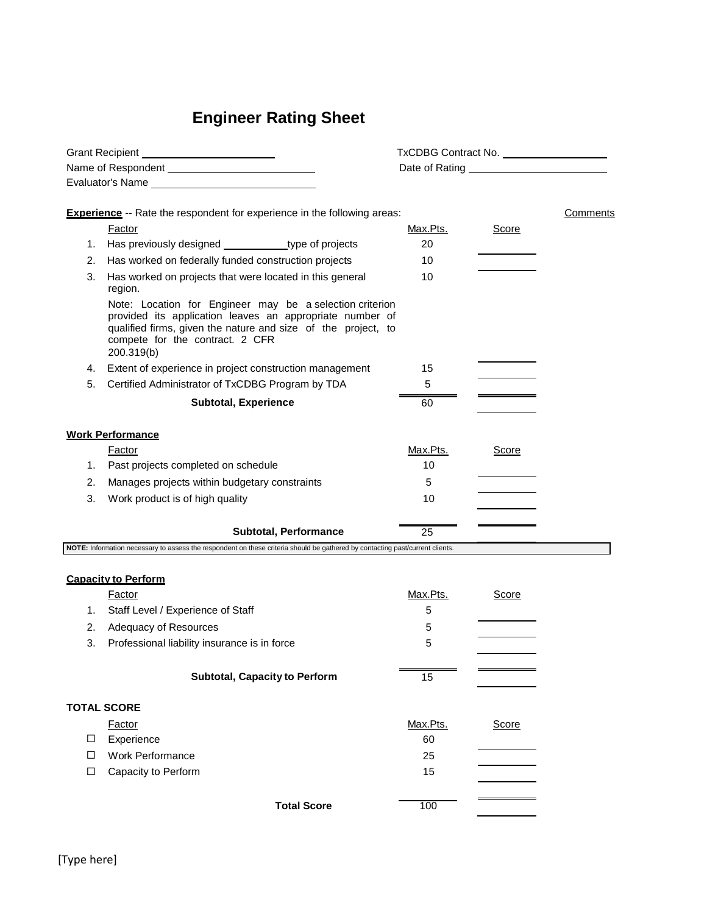# Engineer Rating Sheet

Grant Recipient ______________________ TxCDBG Contract No. __________________

Name of Respondent ______________________ Date of Rating ______________________

Evaluator's Name ______________________

**Experience** -- Rate the respondent for experience in the following areas:

| | Factor | Max.Pts. | Score | Comments |
|---|---|---|---|---|
| 1. | Has previously designed __________ type of projects | 20 | | |
| 2. | Has worked on federally funded construction projects | 10 | | |
| 3. | Has worked on projects that were located in this general region.<br><br>Note: Location for Engineer may be a selection criterion provided its application leaves an appropriate number of qualified firms, given the nature and size of the project, to compete for the contract. 2 CFR 200.319(b) | 10 | | |
| 4. | Extent of experience in project construction management | 15 | | |
| 5. | Certified Administrator of TxCDBG Program by TDA | 5 | | |
| | **Subtotal, Experience** | 60 | | |

**Work Performance**

| | Factor | Max.Pts. | Score |
|---|---|---|---|
| 1. | Past projects completed on schedule | 10 | |
| 2. | Manages projects within budgetary constraints | 5 | |
| 3. | Work product is of high quality | 10 | |
| | **Subtotal, Performance** | 25 | |

**NOTE:** Information necessary to assess the respondent on these criteria should be gathered by contacting past/current clients.

**Capacity to Perform**

| | Factor | Max.Pts. | Score |
|---|---|---|---|
| 1. | Staff Level / Experience of Staff | 5 | |
| 2. | Adequacy of Resources | 5 | |
| 3. | Professional liability insurance is in force | 5 | |
| | **Subtotal, Capacity to Perform** | 15 | |

**TOTAL SCORE**

| | Factor | Max.Pts. | Score |
|---|---|---|---|
| ☐ | Experience | 60 | |
| ☐ | Work Performance | 25 | |
| ☐ | Capacity to Perform | 15 | |
| | **Total Score** | 100 | |

[Type here]